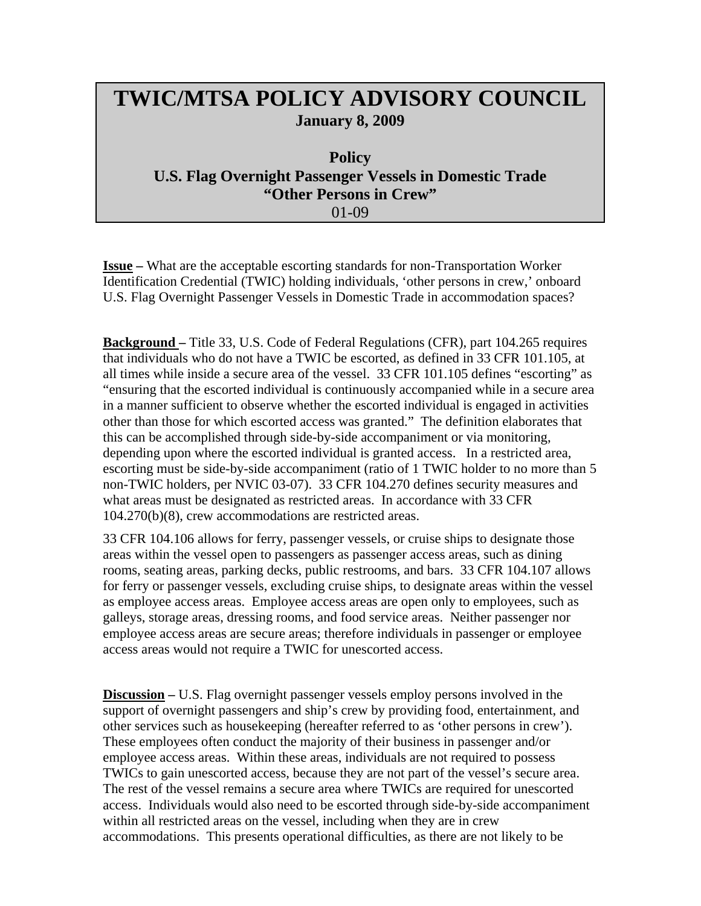# TWIC/MTSA POLICY ADVISORY COUNCIL

**January 8, 2009**

**Policy**

**U.S. Flag Overnight Passenger Vessels in Domestic Trade**

**"Other Persons in Crew"**

01-09

**Issue –** What are the acceptable escorting standards for non-Transportation Worker Identification Credential (TWIC) holding individuals, 'other persons in crew,' onboard U.S. Flag Overnight Passenger Vessels in Domestic Trade in accommodation spaces?

**Background –** Title 33, U.S. Code of Federal Regulations (CFR), part 104.265 requires that individuals who do not have a TWIC be escorted, as defined in 33 CFR 101.105, at all times while inside a secure area of the vessel. 33 CFR 101.105 defines "escorting" as "ensuring that the escorted individual is continuously accompanied while in a secure area in a manner sufficient to observe whether the escorted individual is engaged in activities other than those for which escorted access was granted." The definition elaborates that this can be accomplished through side-by-side accompaniment or via monitoring, depending upon where the escorted individual is granted access. In a restricted area, escorting must be side-by-side accompaniment (ratio of 1 TWIC holder to no more than 5 non-TWIC holders, per NVIC 03-07). 33 CFR 104.270 defines security measures and what areas must be designated as restricted areas. In accordance with 33 CFR 104.270(b)(8), crew accommodations are restricted areas.

33 CFR 104.106 allows for ferry, passenger vessels, or cruise ships to designate those areas within the vessel open to passengers as passenger access areas, such as dining rooms, seating areas, parking decks, public restrooms, and bars. 33 CFR 104.107 allows for ferry or passenger vessels, excluding cruise ships, to designate areas within the vessel as employee access areas. Employee access areas are open only to employees, such as galleys, storage areas, dressing rooms, and food service areas. Neither passenger nor employee access areas are secure areas; therefore individuals in passenger or employee access areas would not require a TWIC for unescorted access.

**Discussion –** U.S. Flag overnight passenger vessels employ persons involved in the support of overnight passengers and ship's crew by providing food, entertainment, and other services such as housekeeping (hereafter referred to as 'other persons in crew'). These employees often conduct the majority of their business in passenger and/or employee access areas. Within these areas, individuals are not required to possess TWICs to gain unescorted access, because they are not part of the vessel's secure area. The rest of the vessel remains a secure area where TWICs are required for unescorted access. Individuals would also need to be escorted through side-by-side accompaniment within all restricted areas on the vessel, including when they are in crew accommodations. This presents operational difficulties, as there are not likely to be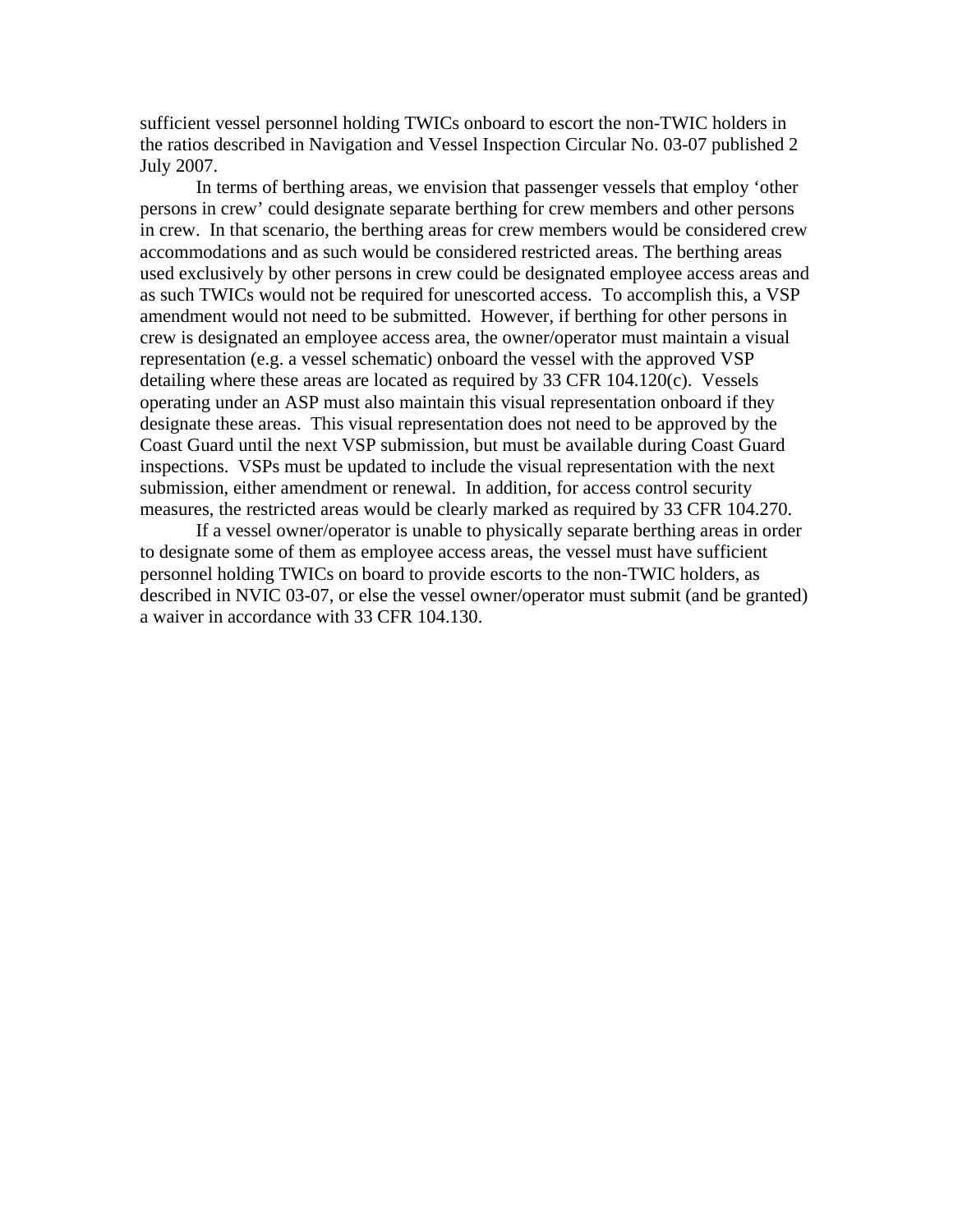sufficient vessel personnel holding TWICs onboard to escort the non-TWIC holders in the ratios described in Navigation and Vessel Inspection Circular No. 03-07 published 2 July 2007.

In terms of berthing areas, we envision that passenger vessels that employ 'other persons in crew' could designate separate berthing for crew members and other persons in crew. In that scenario, the berthing areas for crew members would be considered crew accommodations and as such would be considered restricted areas. The berthing areas used exclusively by other persons in crew could be designated employee access areas and as such TWICs would not be required for unescorted access. To accomplish this, a VSP amendment would not need to be submitted. However, if berthing for other persons in crew is designated an employee access area, the owner/operator must maintain a visual representation (e.g. a vessel schematic) onboard the vessel with the approved VSP detailing where these areas are located as required by 33 CFR 104.120(c). Vessels operating under an ASP must also maintain this visual representation onboard if they designate these areas. This visual representation does not need to be approved by the Coast Guard until the next VSP submission, but must be available during Coast Guard inspections. VSPs must be updated to include the visual representation with the next submission, either amendment or renewal. In addition, for access control security measures, the restricted areas would be clearly marked as required by 33 CFR 104.270.

If a vessel owner/operator is unable to physically separate berthing areas in order to designate some of them as employee access areas, the vessel must have sufficient personnel holding TWICs on board to provide escorts to the non-TWIC holders, as described in NVIC 03-07, or else the vessel owner/operator must submit (and be granted) a waiver in accordance with 33 CFR 104.130.